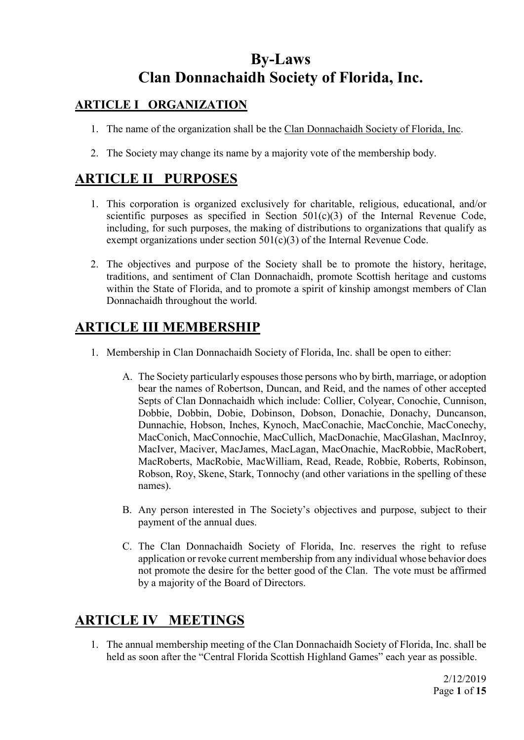# By-Laws
# Clan Donnachaidh Society of Florida, Inc.

## ARTICLE I ORGANIZATION

1. The name of the organization shall be the Clan Donnachaidh Society of Florida, Inc.

2. The Society may change its name by a majority vote of the membership body.

## ARTICLE II PURPOSES

1. This corporation is organized exclusively for charitable, religious, educational, and/or scientific purposes as specified in Section 501(c)(3) of the Internal Revenue Code, including, for such purposes, the making of distributions to organizations that qualify as exempt organizations under section 501(c)(3) of the Internal Revenue Code.

2. The objectives and purpose of the Society shall be to promote the history, heritage, traditions, and sentiment of Clan Donnachaidh, promote Scottish heritage and customs within the State of Florida, and to promote a spirit of kinship amongst members of Clan Donnachaidh throughout the world.

## ARTICLE III MEMBERSHIP

1. Membership in Clan Donnachaidh Society of Florida, Inc. shall be open to either:

   A. The Society particularly espouses those persons who by birth, marriage, or adoption bear the names of Robertson, Duncan, and Reid, and the names of other accepted Septs of Clan Donnachaidh which include: Collier, Colyear, Conochie, Cunnison, Dobbie, Dobbin, Dobie, Dobinson, Dobson, Donachie, Donachy, Duncanson, Dunnachie, Hobson, Inches, Kynoch, MacConachie, MacConchie, MacConechy, MacConich, MacConnochie, MacCullich, MacDonachie, MacGlashan, MacInroy, MacIver, Maciver, MacJames, MacLagan, MacOnachie, MacRobbie, MacRobert, MacRoberts, MacRobie, MacWilliam, Read, Reade, Robbie, Roberts, Robinson, Robson, Roy, Skene, Stark, Tonnochy (and other variations in the spelling of these names).

   B. Any person interested in The Society's objectives and purpose, subject to their payment of the annual dues.

   C. The Clan Donnachaidh Society of Florida, Inc. reserves the right to refuse application or revoke current membership from any individual whose behavior does not promote the desire for the better good of the Clan. The vote must be affirmed by a majority of the Board of Directors.

## ARTICLE IV MEETINGS

1. The annual membership meeting of the Clan Donnachaidh Society of Florida, Inc. shall be held as soon after the "Central Florida Scottish Highland Games" each year as possible.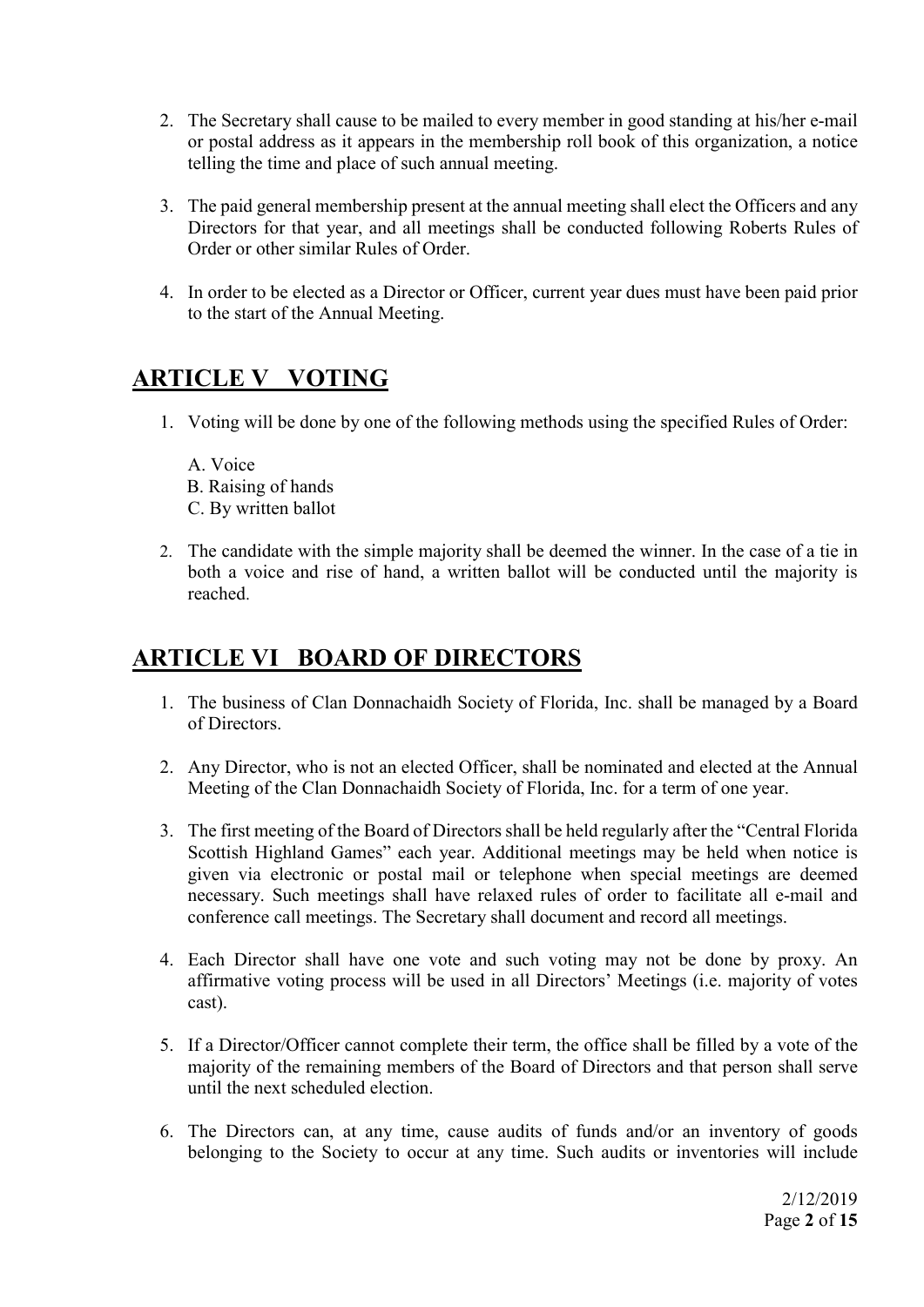2. The Secretary shall cause to be mailed to every member in good standing at his/her e-mail or postal address as it appears in the membership roll book of this organization, a notice telling the time and place of such annual meeting.

3. The paid general membership present at the annual meeting shall elect the Officers and any Directors for that year, and all meetings shall be conducted following Roberts Rules of Order or other similar Rules of Order.

4. In order to be elected as a Director or Officer, current year dues must have been paid prior to the start of the Annual Meeting.

## ARTICLE V VOTING

1. Voting will be done by one of the following methods using the specified Rules of Order:

   A. Voice
   B. Raising of hands
   C. By written ballot

2. The candidate with the simple majority shall be deemed the winner. In the case of a tie in both a voice and rise of hand, a written ballot will be conducted until the majority is reached.

## ARTICLE VI BOARD OF DIRECTORS

1. The business of Clan Donnachaidh Society of Florida, Inc. shall be managed by a Board of Directors.

2. Any Director, who is not an elected Officer, shall be nominated and elected at the Annual Meeting of the Clan Donnachaidh Society of Florida, Inc. for a term of one year.

3. The first meeting of the Board of Directors shall be held regularly after the "Central Florida Scottish Highland Games" each year. Additional meetings may be held when notice is given via electronic or postal mail or telephone when special meetings are deemed necessary. Such meetings shall have relaxed rules of order to facilitate all e-mail and conference call meetings. The Secretary shall document and record all meetings.

4. Each Director shall have one vote and such voting may not be done by proxy. An affirmative voting process will be used in all Directors' Meetings (i.e. majority of votes cast).

5. If a Director/Officer cannot complete their term, the office shall be filled by a vote of the majority of the remaining members of the Board of Directors and that person shall serve until the next scheduled election.

6. The Directors can, at any time, cause audits of funds and/or an inventory of goods belonging to the Society to occur at any time. Such audits or inventories will include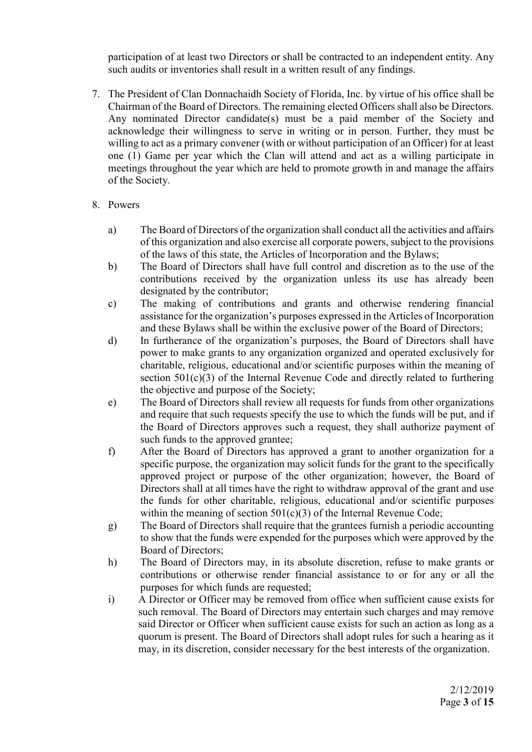participation of at least two Directors or shall be contracted to an independent entity. Any such audits or inventories shall result in a written result of any findings.

7. The President of Clan Donnachaidh Society of Florida, Inc. by virtue of his office shall be Chairman of the Board of Directors. The remaining elected Officers shall also be Directors. Any nominated Director candidate(s) must be a paid member of the Society and acknowledge their willingness to serve in writing or in person. Further, they must be willing to act as a primary convener (with or without participation of an Officer) for at least one (1) Game per year which the Clan will attend and act as a willing participate in meetings throughout the year which are held to promote growth in and manage the affairs of the Society.

8. Powers

   a) The Board of Directors of the organization shall conduct all the activities and affairs of this organization and also exercise all corporate powers, subject to the provisions of the laws of this state, the Articles of Incorporation and the Bylaws;
   b) The Board of Directors shall have full control and discretion as to the use of the contributions received by the organization unless its use has already been designated by the contributor;
   c) The making of contributions and grants and otherwise rendering financial assistance for the organization's purposes expressed in the Articles of Incorporation and these Bylaws shall be within the exclusive power of the Board of Directors;
   d) In furtherance of the organization's purposes, the Board of Directors shall have power to make grants to any organization organized and operated exclusively for charitable, religious, educational and/or scientific purposes within the meaning of section 501(c)(3) of the Internal Revenue Code and directly related to furthering the objective and purpose of the Society;
   e) The Board of Directors shall review all requests for funds from other organizations and require that such requests specify the use to which the funds will be put, and if the Board of Directors approves such a request, they shall authorize payment of such funds to the approved grantee;
   f) After the Board of Directors has approved a grant to another organization for a specific purpose, the organization may solicit funds for the grant to the specifically approved project or purpose of the other organization; however, the Board of Directors shall at all times have the right to withdraw approval of the grant and use the funds for other charitable, religious, educational and/or scientific purposes within the meaning of section 501(c)(3) of the Internal Revenue Code;
   g) The Board of Directors shall require that the grantees furnish a periodic accounting to show that the funds were expended for the purposes which were approved by the Board of Directors;
   h) The Board of Directors may, in its absolute discretion, refuse to make grants or contributions or otherwise render financial assistance to or for any or all the purposes for which funds are requested;
   i) A Director or Officer may be removed from office when sufficient cause exists for such removal. The Board of Directors may entertain such charges and may remove said Director or Officer when sufficient cause exists for such an action as long as a quorum is present. The Board of Directors shall adopt rules for such a hearing as it may, in its discretion, consider necessary for the best interests of the organization.

2/12/2019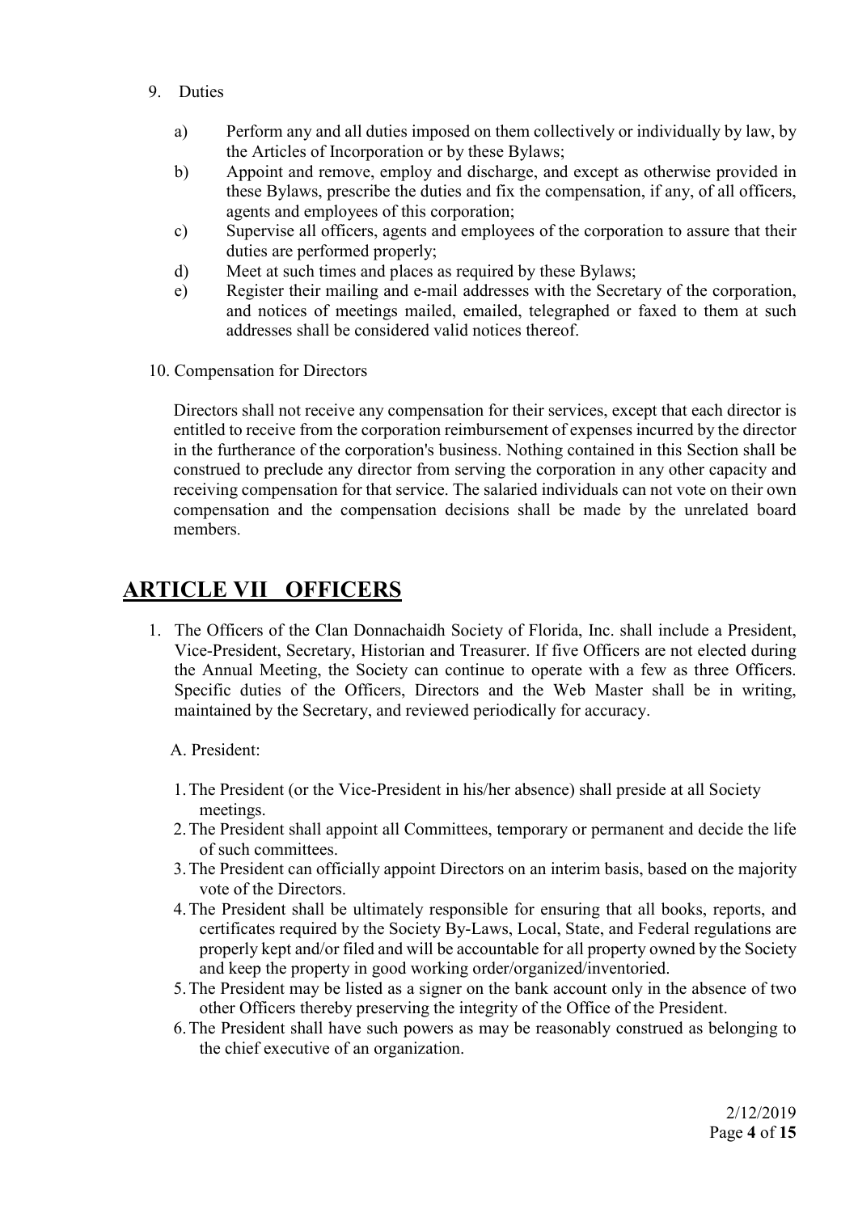9. Duties

   a) Perform any and all duties imposed on them collectively or individually by law, by the Articles of Incorporation or by these Bylaws;
   b) Appoint and remove, employ and discharge, and except as otherwise provided in these Bylaws, prescribe the duties and fix the compensation, if any, of all officers, agents and employees of this corporation;
   c) Supervise all officers, agents and employees of the corporation to assure that their duties are performed properly;
   d) Meet at such times and places as required by these Bylaws;
   e) Register their mailing and e-mail addresses with the Secretary of the corporation, and notices of meetings mailed, emailed, telegraphed or faxed to them at such addresses shall be considered valid notices thereof.

10. Compensation for Directors

    Directors shall not receive any compensation for their services, except that each director is entitled to receive from the corporation reimbursement of expenses incurred by the director in the furtherance of the corporation's business. Nothing contained in this Section shall be construed to preclude any director from serving the corporation in any other capacity and receiving compensation for that service. The salaried individuals can not vote on their own compensation and the compensation decisions shall be made by the unrelated board members.

# ARTICLE VII OFFICERS

1. The Officers of the Clan Donnachaidh Society of Florida, Inc. shall include a President, Vice-President, Secretary, Historian and Treasurer. If five Officers are not elected during the Annual Meeting, the Society can continue to operate with a few as three Officers. Specific duties of the Officers, Directors and the Web Master shall be in writing, maintained by the Secretary, and reviewed periodically for accuracy.

   A. President:

   1. The President (or the Vice-President in his/her absence) shall preside at all Society meetings.
   2. The President shall appoint all Committees, temporary or permanent and decide the life of such committees.
   3. The President can officially appoint Directors on an interim basis, based on the majority vote of the Directors.
   4. The President shall be ultimately responsible for ensuring that all books, reports, and certificates required by the Society By-Laws, Local, State, and Federal regulations are properly kept and/or filed and will be accountable for all property owned by the Society and keep the property in good working order/organized/inventoried.
   5. The President may be listed as a signer on the bank account only in the absence of two other Officers thereby preserving the integrity of the Office of the President.
   6. The President shall have such powers as may be reasonably construed as belonging to the chief executive of an organization.

2/12/2019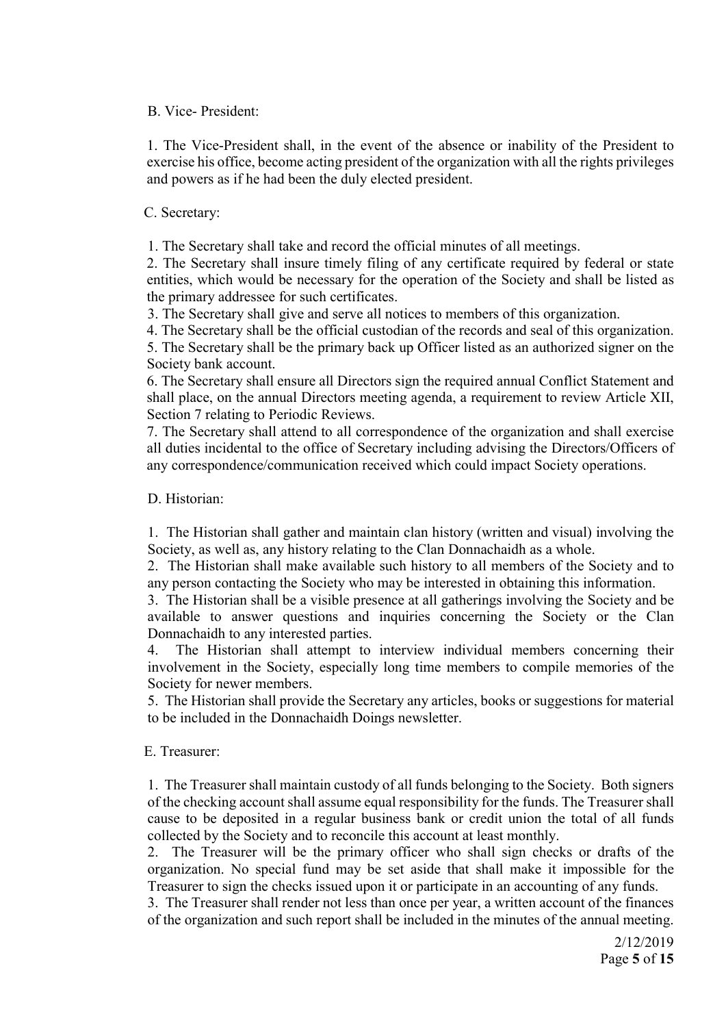B. Vice- President:

1. The Vice-President shall, in the event of the absence or inability of the President to exercise his office, become acting president of the organization with all the rights privileges and powers as if he had been the duly elected president.

C. Secretary:

1. The Secretary shall take and record the official minutes of all meetings.
2. The Secretary shall insure timely filing of any certificate required by federal or state entities, which would be necessary for the operation of the Society and shall be listed as the primary addressee for such certificates.
3. The Secretary shall give and serve all notices to members of this organization.
4. The Secretary shall be the official custodian of the records and seal of this organization.
5. The Secretary shall be the primary back up Officer listed as an authorized signer on the Society bank account.
6. The Secretary shall ensure all Directors sign the required annual Conflict Statement and shall place, on the annual Directors meeting agenda, a requirement to review Article XII, Section 7 relating to Periodic Reviews.
7. The Secretary shall attend to all correspondence of the organization and shall exercise all duties incidental to the office of Secretary including advising the Directors/Officers of any correspondence/communication received which could impact Society operations.

D. Historian:

1. The Historian shall gather and maintain clan history (written and visual) involving the Society, as well as, any history relating to the Clan Donnachaidh as a whole.
2. The Historian shall make available such history to all members of the Society and to any person contacting the Society who may be interested in obtaining this information.
3. The Historian shall be a visible presence at all gatherings involving the Society and be available to answer questions and inquiries concerning the Society or the Clan Donnachaidh to any interested parties.
4. The Historian shall attempt to interview individual members concerning their involvement in the Society, especially long time members to compile memories of the Society for newer members.
5. The Historian shall provide the Secretary any articles, books or suggestions for material to be included in the Donnachaidh Doings newsletter.

E. Treasurer:

1. The Treasurer shall maintain custody of all funds belonging to the Society. Both signers of the checking account shall assume equal responsibility for the funds. The Treasurer shall cause to be deposited in a regular business bank or credit union the total of all funds collected by the Society and to reconcile this account at least monthly.
2. The Treasurer will be the primary officer who shall sign checks or drafts of the organization. No special fund may be set aside that shall make it impossible for the Treasurer to sign the checks issued upon it or participate in an accounting of any funds.
3. The Treasurer shall render not less than once per year, a written account of the finances of the organization and such report shall be included in the minutes of the annual meeting.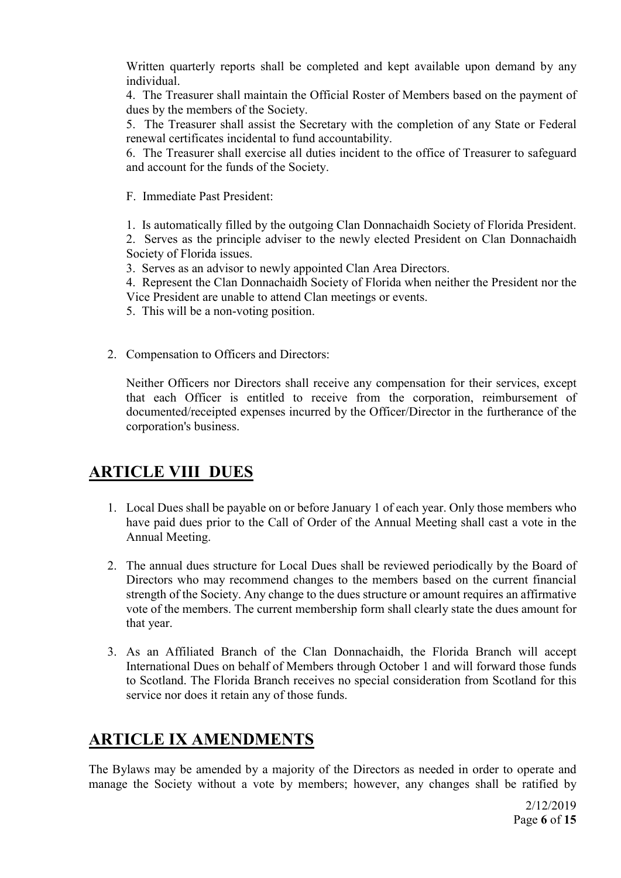Written quarterly reports shall be completed and kept available upon demand by any individual.

4. The Treasurer shall maintain the Official Roster of Members based on the payment of dues by the members of the Society.
5. The Treasurer shall assist the Secretary with the completion of any State or Federal renewal certificates incidental to fund accountability.
6. The Treasurer shall exercise all duties incident to the office of Treasurer to safeguard and account for the funds of the Society.

F. Immediate Past President:

1. Is automatically filled by the outgoing Clan Donnachaidh Society of Florida President.
2. Serves as the principle adviser to the newly elected President on Clan Donnachaidh Society of Florida issues.
3. Serves as an advisor to newly appointed Clan Area Directors.
4. Represent the Clan Donnachaidh Society of Florida when neither the President nor the Vice President are unable to attend Clan meetings or events.
5. This will be a non-voting position.

2. Compensation to Officers and Directors:

Neither Officers nor Directors shall receive any compensation for their services, except that each Officer is entitled to receive from the corporation, reimbursement of documented/receipted expenses incurred by the Officer/Director in the furtherance of the corporation's business.

## ARTICLE VIII DUES

1. Local Dues shall be payable on or before January 1 of each year. Only those members who have paid dues prior to the Call of Order of the Annual Meeting shall cast a vote in the Annual Meeting.

2. The annual dues structure for Local Dues shall be reviewed periodically by the Board of Directors who may recommend changes to the members based on the current financial strength of the Society. Any change to the dues structure or amount requires an affirmative vote of the members. The current membership form shall clearly state the dues amount for that year.

3. As an Affiliated Branch of the Clan Donnachaidh, the Florida Branch will accept International Dues on behalf of Members through October 1 and will forward those funds to Scotland. The Florida Branch receives no special consideration from Scotland for this service nor does it retain any of those funds.

## ARTICLE IX AMENDMENTS

The Bylaws may be amended by a majority of the Directors as needed in order to operate and manage the Society without a vote by members; however, any changes shall be ratified by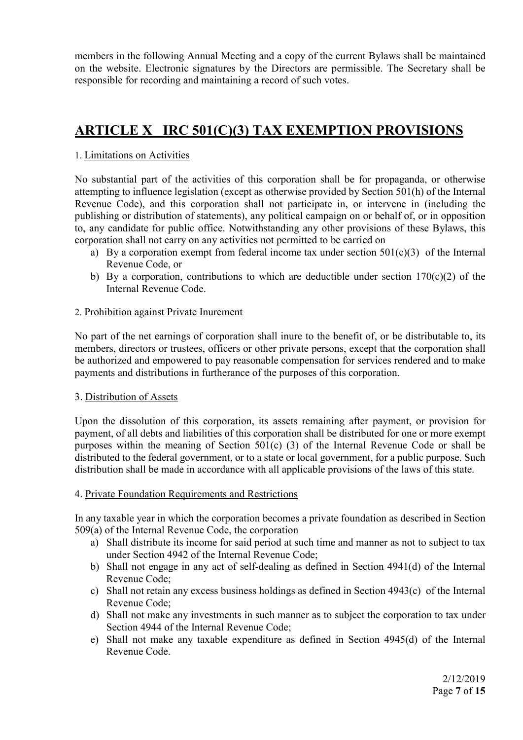members in the following Annual Meeting and a copy of the current Bylaws shall be maintained on the website. Electronic signatures by the Directors are permissible. The Secretary shall be responsible for recording and maintaining a record of such votes.

# ARTICLE X IRC 501(C)(3) TAX EXEMPTION PROVISIONS

1. Limitations on Activities

No substantial part of the activities of this corporation shall be for propaganda, or otherwise attempting to influence legislation (except as otherwise provided by Section 501(h) of the Internal Revenue Code), and this corporation shall not participate in, or intervene in (including the publishing or distribution of statements), any political campaign on or behalf of, or in opposition to, any candidate for public office. Notwithstanding any other provisions of these Bylaws, this corporation shall not carry on any activities not permitted to be carried on

a) By a corporation exempt from federal income tax under section 501(c)(3) of the Internal Revenue Code, or
b) By a corporation, contributions to which are deductible under section 170(c)(2) of the Internal Revenue Code.

2. Prohibition against Private Inurement

No part of the net earnings of corporation shall inure to the benefit of, or be distributable to, its members, directors or trustees, officers or other private persons, except that the corporation shall be authorized and empowered to pay reasonable compensation for services rendered and to make payments and distributions in furtherance of the purposes of this corporation.

3. Distribution of Assets

Upon the dissolution of this corporation, its assets remaining after payment, or provision for payment, of all debts and liabilities of this corporation shall be distributed for one or more exempt purposes within the meaning of Section 501(c) (3) of the Internal Revenue Code or shall be distributed to the federal government, or to a state or local government, for a public purpose. Such distribution shall be made in accordance with all applicable provisions of the laws of this state.

4. Private Foundation Requirements and Restrictions

In any taxable year in which the corporation becomes a private foundation as described in Section 509(a) of the Internal Revenue Code, the corporation

a) Shall distribute its income for said period at such time and manner as not to subject to tax under Section 4942 of the Internal Revenue Code;
b) Shall not engage in any act of self-dealing as defined in Section 4941(d) of the Internal Revenue Code;
c) Shall not retain any excess business holdings as defined in Section 4943(c) of the Internal Revenue Code;
d) Shall not make any investments in such manner as to subject the corporation to tax under Section 4944 of the Internal Revenue Code;
e) Shall not make any taxable expenditure as defined in Section 4945(d) of the Internal Revenue Code.

2/12/2019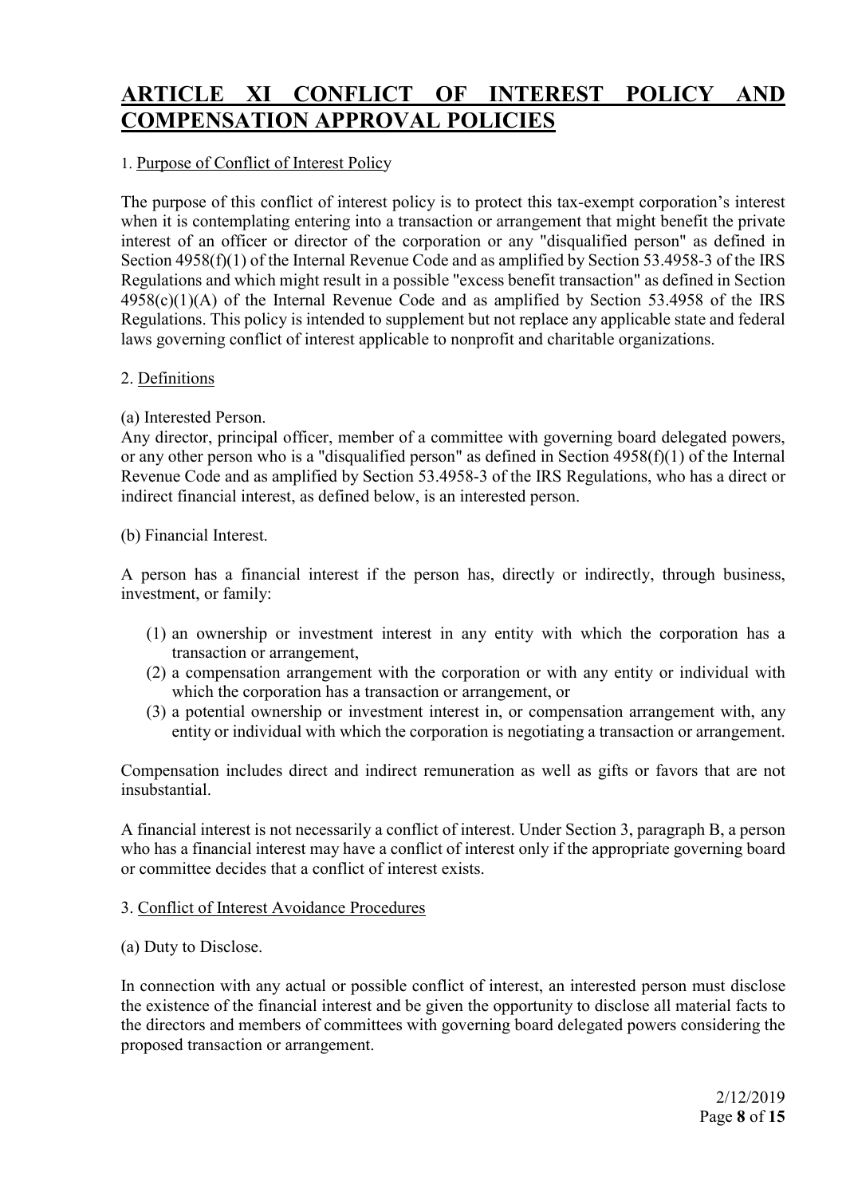# ARTICLE XI CONFLICT OF INTEREST POLICY AND COMPENSATION APPROVAL POLICIES

1. Purpose of Conflict of Interest Policy

The purpose of this conflict of interest policy is to protect this tax-exempt corporation's interest when it is contemplating entering into a transaction or arrangement that might benefit the private interest of an officer or director of the corporation or any "disqualified person" as defined in Section 4958(f)(1) of the Internal Revenue Code and as amplified by Section 53.4958-3 of the IRS Regulations and which might result in a possible "excess benefit transaction" as defined in Section 4958(c)(1)(A) of the Internal Revenue Code and as amplified by Section 53.4958 of the IRS Regulations. This policy is intended to supplement but not replace any applicable state and federal laws governing conflict of interest applicable to nonprofit and charitable organizations.

2. Definitions

(a) Interested Person.

Any director, principal officer, member of a committee with governing board delegated powers, or any other person who is a "disqualified person" as defined in Section 4958(f)(1) of the Internal Revenue Code and as amplified by Section 53.4958-3 of the IRS Regulations, who has a direct or indirect financial interest, as defined below, is an interested person.

(b) Financial Interest.

A person has a financial interest if the person has, directly or indirectly, through business, investment, or family:

1. an ownership or investment interest in any entity with which the corporation has a transaction or arrangement,
2. a compensation arrangement with the corporation or with any entity or individual with which the corporation has a transaction or arrangement, or
3. a potential ownership or investment interest in, or compensation arrangement with, any entity or individual with which the corporation is negotiating a transaction or arrangement.

Compensation includes direct and indirect remuneration as well as gifts or favors that are not insubstantial.

A financial interest is not necessarily a conflict of interest. Under Section 3, paragraph B, a person who has a financial interest may have a conflict of interest only if the appropriate governing board or committee decides that a conflict of interest exists.

3. Conflict of Interest Avoidance Procedures

(a) Duty to Disclose.

In connection with any actual or possible conflict of interest, an interested person must disclose the existence of the financial interest and be given the opportunity to disclose all material facts to the directors and members of committees with governing board delegated powers considering the proposed transaction or arrangement.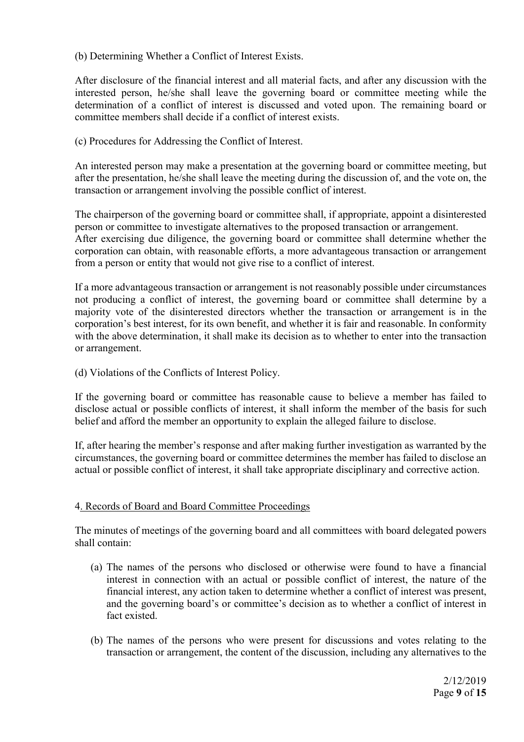(b) Determining Whether a Conflict of Interest Exists.

After disclosure of the financial interest and all material facts, and after any discussion with the interested person, he/she shall leave the governing board or committee meeting while the determination of a conflict of interest is discussed and voted upon. The remaining board or committee members shall decide if a conflict of interest exists.

(c) Procedures for Addressing the Conflict of Interest.

An interested person may make a presentation at the governing board or committee meeting, but after the presentation, he/she shall leave the meeting during the discussion of, and the vote on, the transaction or arrangement involving the possible conflict of interest.

The chairperson of the governing board or committee shall, if appropriate, appoint a disinterested person or committee to investigate alternatives to the proposed transaction or arrangement. After exercising due diligence, the governing board or committee shall determine whether the corporation can obtain, with reasonable efforts, a more advantageous transaction or arrangement from a person or entity that would not give rise to a conflict of interest.

If a more advantageous transaction or arrangement is not reasonably possible under circumstances not producing a conflict of interest, the governing board or committee shall determine by a majority vote of the disinterested directors whether the transaction or arrangement is in the corporation's best interest, for its own benefit, and whether it is fair and reasonable. In conformity with the above determination, it shall make its decision as to whether to enter into the transaction or arrangement.

(d) Violations of the Conflicts of Interest Policy.

If the governing board or committee has reasonable cause to believe a member has failed to disclose actual or possible conflicts of interest, it shall inform the member of the basis for such belief and afford the member an opportunity to explain the alleged failure to disclose.

If, after hearing the member's response and after making further investigation as warranted by the circumstances, the governing board or committee determines the member has failed to disclose an actual or possible conflict of interest, it shall take appropriate disciplinary and corrective action.

4. Records of Board and Board Committee Proceedings

The minutes of meetings of the governing board and all committees with board delegated powers shall contain:

(a) The names of the persons who disclosed or otherwise were found to have a financial interest in connection with an actual or possible conflict of interest, the nature of the financial interest, any action taken to determine whether a conflict of interest was present, and the governing board's or committee's decision as to whether a conflict of interest in fact existed.

(b) The names of the persons who were present for discussions and votes relating to the transaction or arrangement, the content of the discussion, including any alternatives to the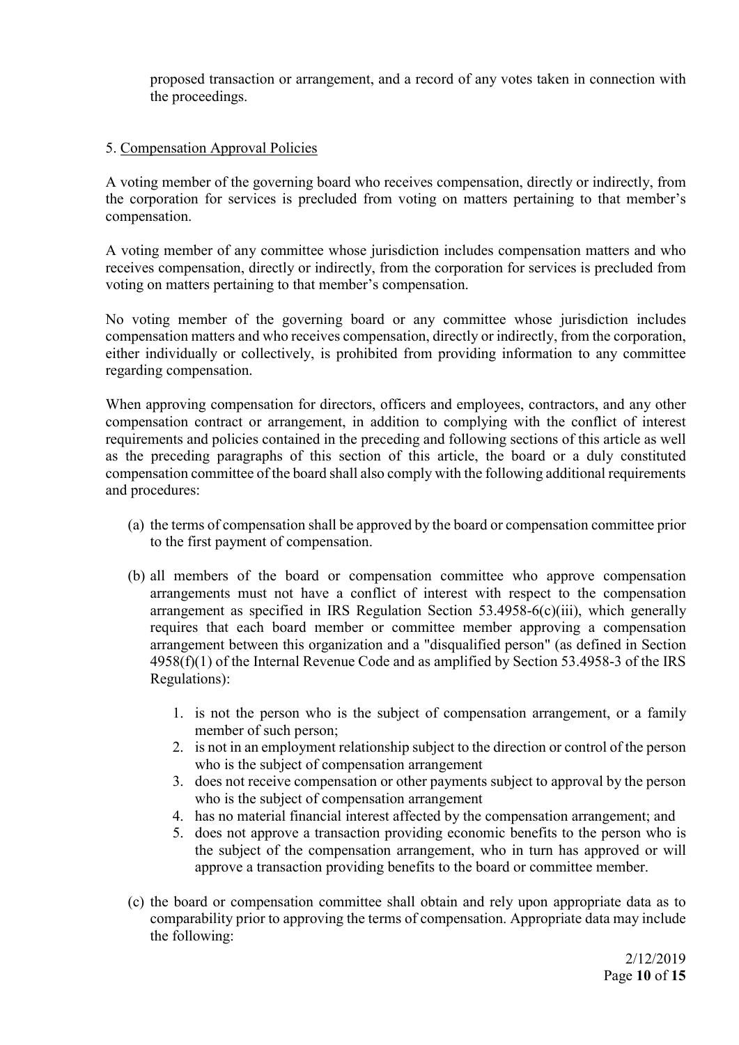proposed transaction or arrangement, and a record of any votes taken in connection with the proceedings.

5. Compensation Approval Policies

A voting member of the governing board who receives compensation, directly or indirectly, from the corporation for services is precluded from voting on matters pertaining to that member's compensation.

A voting member of any committee whose jurisdiction includes compensation matters and who receives compensation, directly or indirectly, from the corporation for services is precluded from voting on matters pertaining to that member's compensation.

No voting member of the governing board or any committee whose jurisdiction includes compensation matters and who receives compensation, directly or indirectly, from the corporation, either individually or collectively, is prohibited from providing information to any committee regarding compensation.

When approving compensation for directors, officers and employees, contractors, and any other compensation contract or arrangement, in addition to complying with the conflict of interest requirements and policies contained in the preceding and following sections of this article as well as the preceding paragraphs of this section of this article, the board or a duly constituted compensation committee of the board shall also comply with the following additional requirements and procedures:

(a) the terms of compensation shall be approved by the board or compensation committee prior to the first payment of compensation.

(b) all members of the board or compensation committee who approve compensation arrangements must not have a conflict of interest with respect to the compensation arrangement as specified in IRS Regulation Section 53.4958-6(c)(iii), which generally requires that each board member or committee member approving a compensation arrangement between this organization and a "disqualified person" (as defined in Section 4958(f)(1) of the Internal Revenue Code and as amplified by Section 53.4958-3 of the IRS Regulations):

   1. is not the person who is the subject of compensation arrangement, or a family member of such person;
   2. is not in an employment relationship subject to the direction or control of the person who is the subject of compensation arrangement
   3. does not receive compensation or other payments subject to approval by the person who is the subject of compensation arrangement
   4. has no material financial interest affected by the compensation arrangement; and
   5. does not approve a transaction providing economic benefits to the person who is the subject of the compensation arrangement, who in turn has approved or will approve a transaction providing benefits to the board or committee member.

(c) the board or compensation committee shall obtain and rely upon appropriate data as to comparability prior to approving the terms of compensation. Appropriate data may include the following:

2/12/2019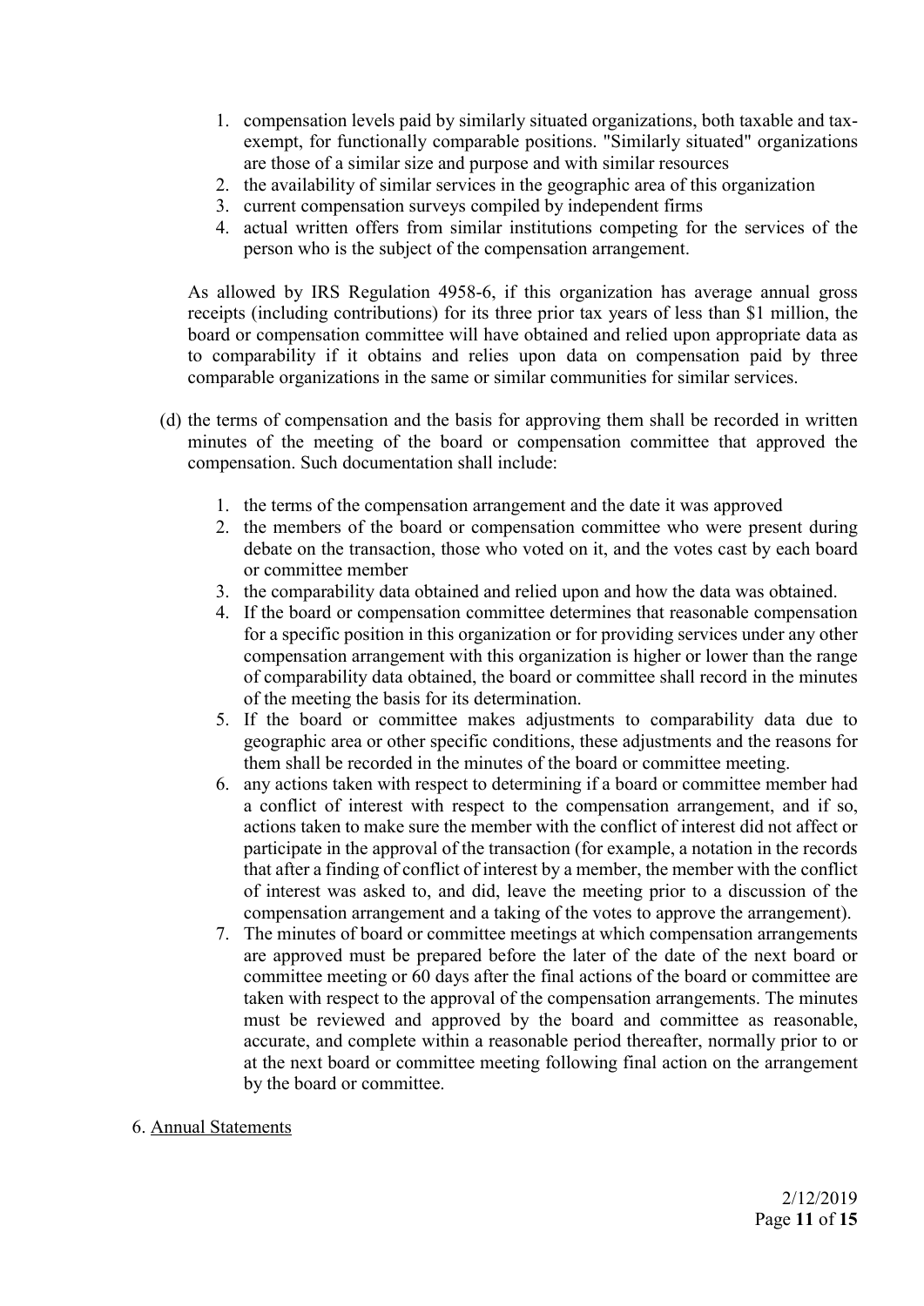1. compensation levels paid by similarly situated organizations, both taxable and tax-exempt, for functionally comparable positions. "Similarly situated" organizations are those of a similar size and purpose and with similar resources
2. the availability of similar services in the geographic area of this organization
3. current compensation surveys compiled by independent firms
4. actual written offers from similar institutions competing for the services of the person who is the subject of the compensation arrangement.

As allowed by IRS Regulation 4958-6, if this organization has average annual gross receipts (including contributions) for its three prior tax years of less than $1 million, the board or compensation committee will have obtained and relied upon appropriate data as to comparability if it obtains and relies upon data on compensation paid by three comparable organizations in the same or similar communities for similar services.

(d) the terms of compensation and the basis for approving them shall be recorded in written minutes of the meeting of the board or compensation committee that approved the compensation. Such documentation shall include:

1. the terms of the compensation arrangement and the date it was approved
2. the members of the board or compensation committee who were present during debate on the transaction, those who voted on it, and the votes cast by each board or committee member
3. the comparability data obtained and relied upon and how the data was obtained.
4. If the board or compensation committee determines that reasonable compensation for a specific position in this organization or for providing services under any other compensation arrangement with this organization is higher or lower than the range of comparability data obtained, the board or committee shall record in the minutes of the meeting the basis for its determination.
5. If the board or committee makes adjustments to comparability data due to geographic area or other specific conditions, these adjustments and the reasons for them shall be recorded in the minutes of the board or committee meeting.
6. any actions taken with respect to determining if a board or committee member had a conflict of interest with respect to the compensation arrangement, and if so, actions taken to make sure the member with the conflict of interest did not affect or participate in the approval of the transaction (for example, a notation in the records that after a finding of conflict of interest by a member, the member with the conflict of interest was asked to, and did, leave the meeting prior to a discussion of the compensation arrangement and a taking of the votes to approve the arrangement).
7. The minutes of board or committee meetings at which compensation arrangements are approved must be prepared before the later of the date of the next board or committee meeting or 60 days after the final actions of the board or committee are taken with respect to the approval of the compensation arrangements. The minutes must be reviewed and approved by the board and committee as reasonable, accurate, and complete within a reasonable period thereafter, normally prior to or at the next board or committee meeting following final action on the arrangement by the board or committee.

6. Annual Statements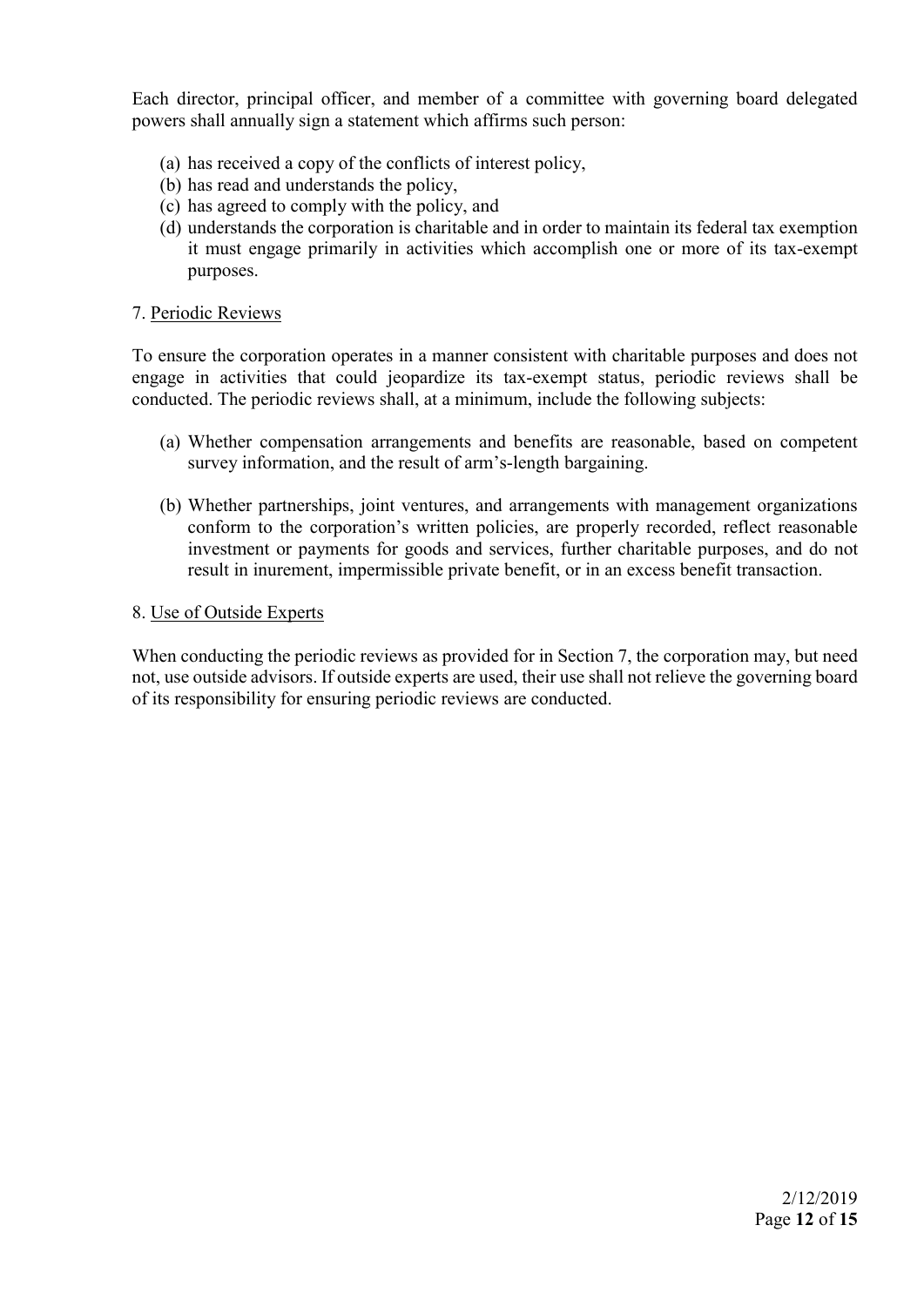Each director, principal officer, and member of a committee with governing board delegated powers shall annually sign a statement which affirms such person:

(a) has received a copy of the conflicts of interest policy,
(b) has read and understands the policy,
(c) has agreed to comply with the policy, and
(d) understands the corporation is charitable and in order to maintain its federal tax exemption it must engage primarily in activities which accomplish one or more of its tax-exempt purposes.

7. <u>Periodic Reviews</u>

To ensure the corporation operates in a manner consistent with charitable purposes and does not engage in activities that could jeopardize its tax-exempt status, periodic reviews shall be conducted. The periodic reviews shall, at a minimum, include the following subjects:

(a) Whether compensation arrangements and benefits are reasonable, based on competent survey information, and the result of arm's-length bargaining.

(b) Whether partnerships, joint ventures, and arrangements with management organizations conform to the corporation's written policies, are properly recorded, reflect reasonable investment or payments for goods and services, further charitable purposes, and do not result in inurement, impermissible private benefit, or in an excess benefit transaction.

8. <u>Use of Outside Experts</u>

When conducting the periodic reviews as provided for in Section 7, the corporation may, but need not, use outside advisors. If outside experts are used, their use shall not relieve the governing board of its responsibility for ensuring periodic reviews are conducted.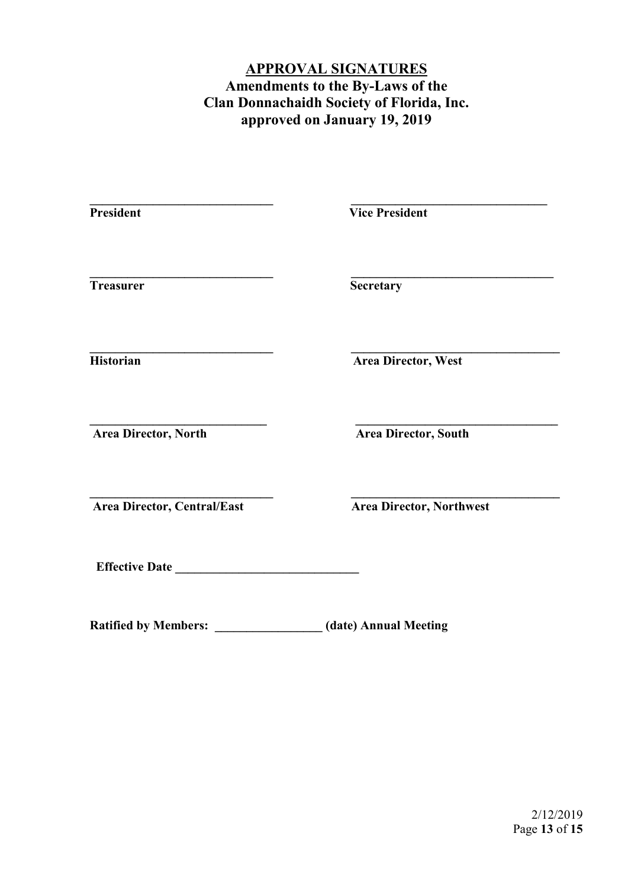## APPROVAL SIGNATURES

**Amendments to the By-Laws of the**
**Clan Donnachaidh Society of Florida, Inc.**
**approved on January 19, 2019**

| | |
|---|---|
| ______________________________ | ______________________________ |
| **President** | **Vice President** |
| ______________________________ | ______________________________ |
| **Treasurer** | **Secretary** |
| ______________________________ | ______________________________ |
| **Historian** | **Area Director, West** |
| ______________________________ | ______________________________ |
| **Area Director, North** | **Area Director, South** |
| ______________________________ | ______________________________ |
| **Area Director, Central/East** | **Area Director, Northwest** |

**Effective Date ______________________________**

**Ratified by Members: _________________ (date) Annual Meeting**

2/12/2019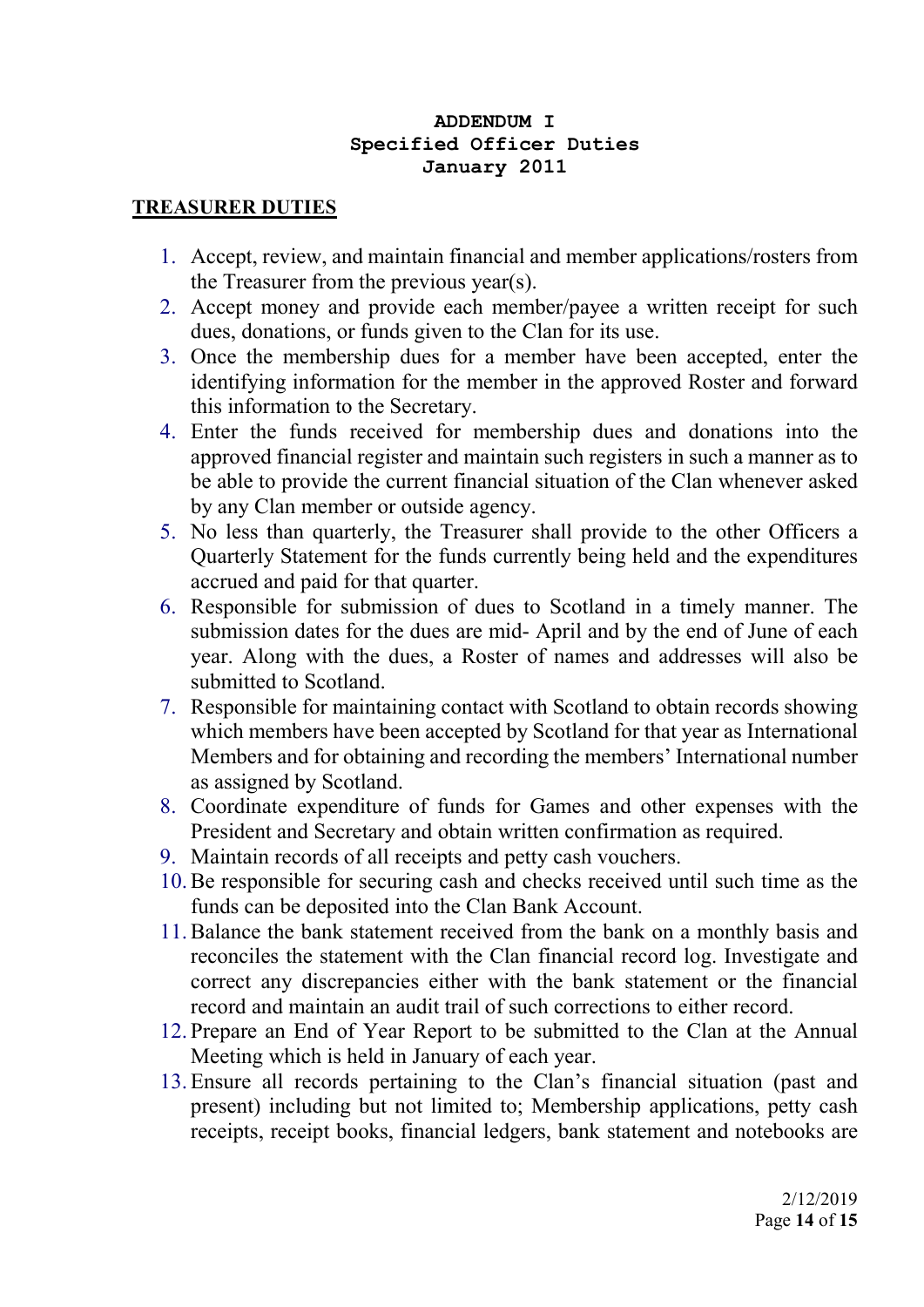**ADDENDUM I**
**Specified Officer Duties**
**January 2011**

## TREASURER DUTIES

1. Accept, review, and maintain financial and member applications/rosters from the Treasurer from the previous year(s).
2. Accept money and provide each member/payee a written receipt for such dues, donations, or funds given to the Clan for its use.
3. Once the membership dues for a member have been accepted, enter the identifying information for the member in the approved Roster and forward this information to the Secretary.
4. Enter the funds received for membership dues and donations into the approved financial register and maintain such registers in such a manner as to be able to provide the current financial situation of the Clan whenever asked by any Clan member or outside agency.
5. No less than quarterly, the Treasurer shall provide to the other Officers a Quarterly Statement for the funds currently being held and the expenditures accrued and paid for that quarter.
6. Responsible for submission of dues to Scotland in a timely manner. The submission dates for the dues are mid- April and by the end of June of each year. Along with the dues, a Roster of names and addresses will also be submitted to Scotland.
7. Responsible for maintaining contact with Scotland to obtain records showing which members have been accepted by Scotland for that year as International Members and for obtaining and recording the members' International number as assigned by Scotland.
8. Coordinate expenditure of funds for Games and other expenses with the President and Secretary and obtain written confirmation as required.
9. Maintain records of all receipts and petty cash vouchers.
10. Be responsible for securing cash and checks received until such time as the funds can be deposited into the Clan Bank Account.
11. Balance the bank statement received from the bank on a monthly basis and reconciles the statement with the Clan financial record log. Investigate and correct any discrepancies either with the bank statement or the financial record and maintain an audit trail of such corrections to either record.
12. Prepare an End of Year Report to be submitted to the Clan at the Annual Meeting which is held in January of each year.
13. Ensure all records pertaining to the Clan's financial situation (past and present) including but not limited to; Membership applications, petty cash receipts, receipt books, financial ledgers, bank statement and notebooks are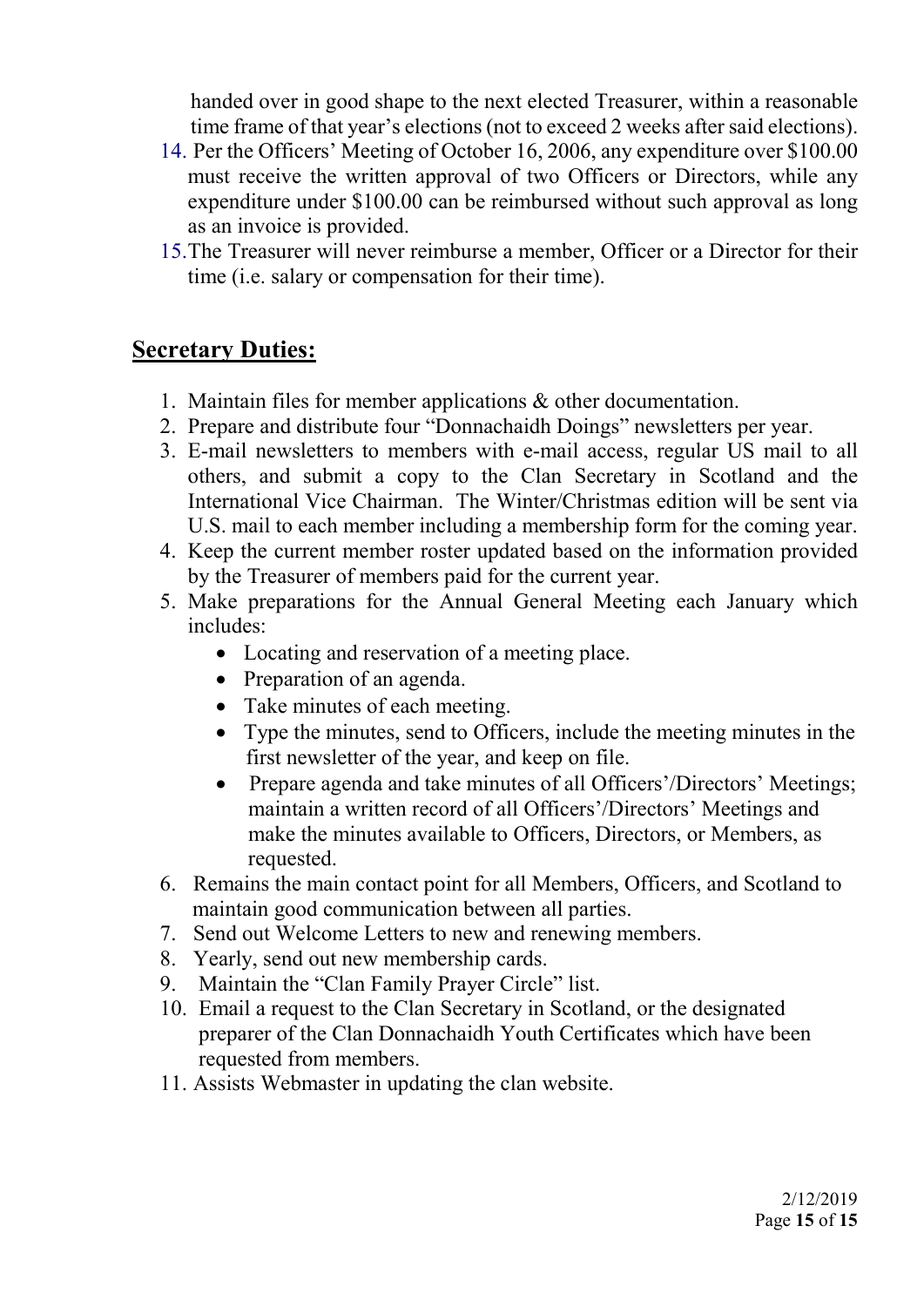handed over in good shape to the next elected Treasurer, within a reasonable time frame of that year's elections (not to exceed 2 weeks after said elections).

14. Per the Officers' Meeting of October 16, 2006, any expenditure over $100.00 must receive the written approval of two Officers or Directors, while any expenditure under $100.00 can be reimbursed without such approval as long as an invoice is provided.
15. The Treasurer will never reimburse a member, Officer or a Director for their time (i.e. salary or compensation for their time).

## Secretary Duties:

1. Maintain files for member applications & other documentation.
2. Prepare and distribute four "Donnachaidh Doings" newsletters per year.
3. E-mail newsletters to members with e-mail access, regular US mail to all others, and submit a copy to the Clan Secretary in Scotland and the International Vice Chairman. The Winter/Christmas edition will be sent via U.S. mail to each member including a membership form for the coming year.
4. Keep the current member roster updated based on the information provided by the Treasurer of members paid for the current year.
5. Make preparations for the Annual General Meeting each January which includes:
   - Locating and reservation of a meeting place.
   - Preparation of an agenda.
   - Take minutes of each meeting.
   - Type the minutes, send to Officers, include the meeting minutes in the first newsletter of the year, and keep on file.
   - Prepare agenda and take minutes of all Officers'/Directors' Meetings; maintain a written record of all Officers'/Directors' Meetings and make the minutes available to Officers, Directors, or Members, as requested.
6. Remains the main contact point for all Members, Officers, and Scotland to maintain good communication between all parties.
7. Send out Welcome Letters to new and renewing members.
8. Yearly, send out new membership cards.
9. Maintain the "Clan Family Prayer Circle" list.
10. Email a request to the Clan Secretary in Scotland, or the designated preparer of the Clan Donnachaidh Youth Certificates which have been requested from members.
11. Assists Webmaster in updating the clan website.

2/12/2019